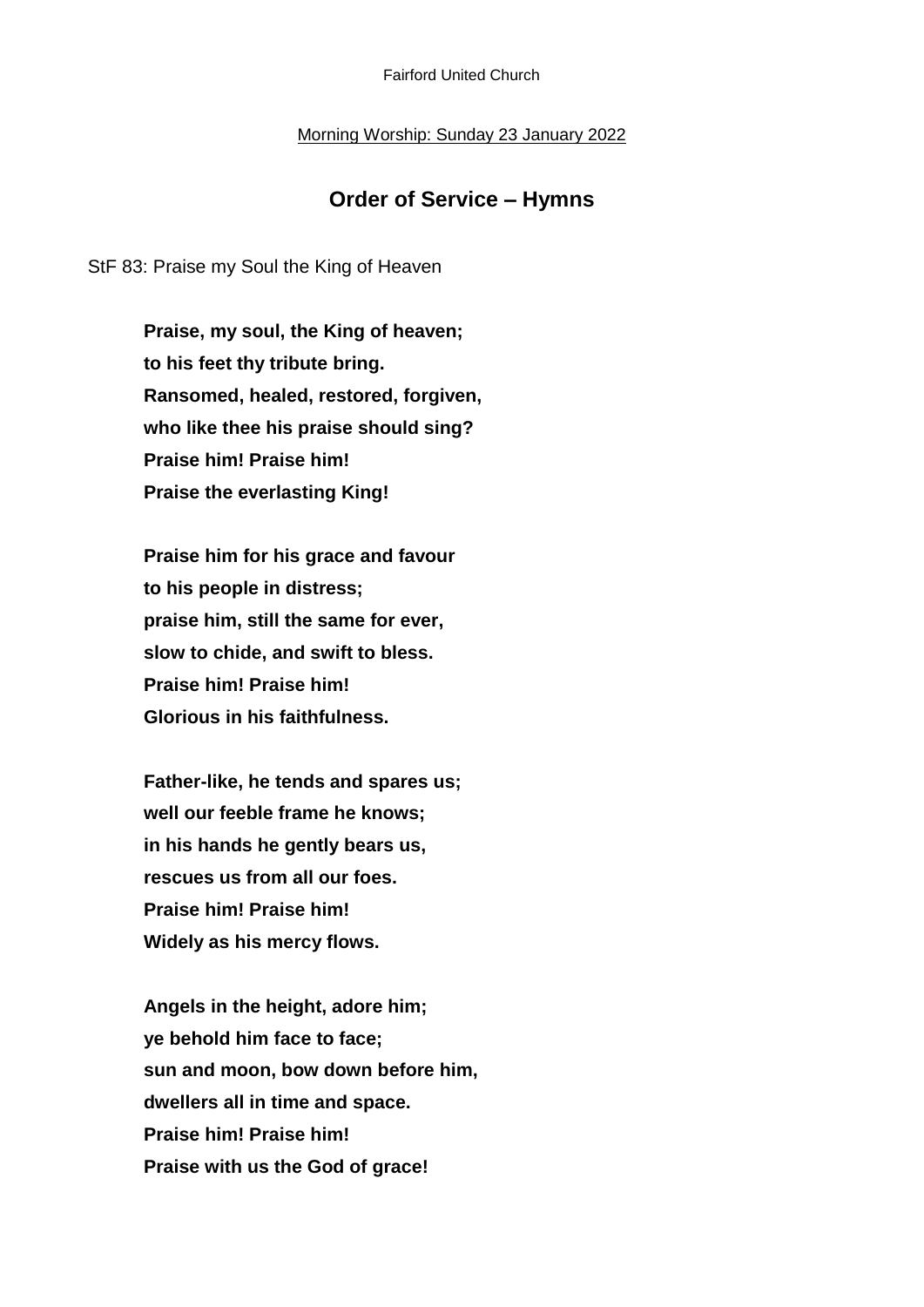Fairford United Church

Morning Worship: Sunday 23 January 2022

## Order of Service – Hymns

StF 83: Praise my Soul the King of Heaven

**Praise, my soul, the King of heaven;**
**to his feet thy tribute bring.**
**Ransomed, healed, restored, forgiven,**
**who like thee his praise should sing?**
**Praise him! Praise him!**
**Praise the everlasting King!**

**Praise him for his grace and favour**
**to his people in distress;**
**praise him, still the same for ever,**
**slow to chide, and swift to bless.**
**Praise him! Praise him!**
**Glorious in his faithfulness.**

**Father-like, he tends and spares us;**
**well our feeble frame he knows;**
**in his hands he gently bears us,**
**rescues us from all our foes.**
**Praise him! Praise him!**
**Widely as his mercy flows.**

**Angels in the height, adore him;**
**ye behold him face to face;**
**sun and moon, bow down before him,**
**dwellers all in time and space.**
**Praise him! Praise him!**
**Praise with us the God of grace!**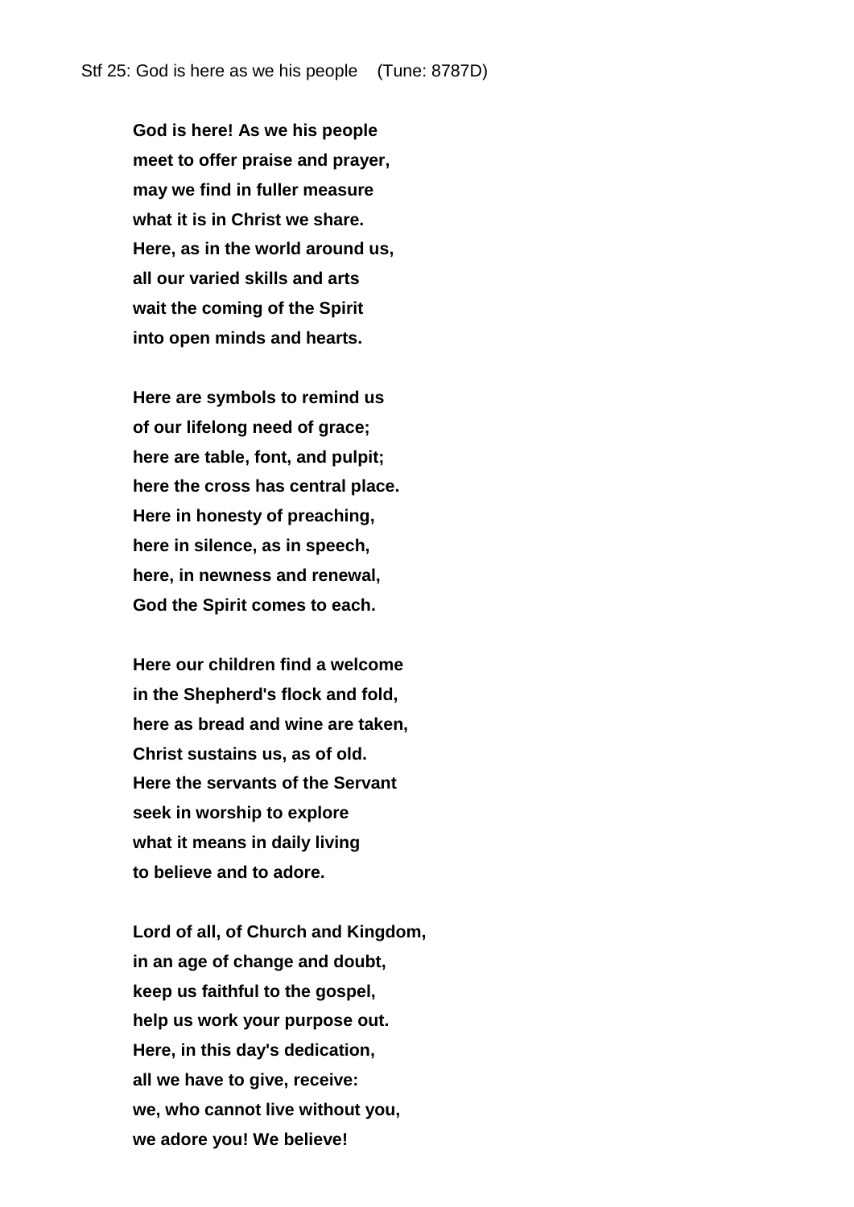Stf 25: God is here as we his people (Tune: 8787D)

**God is here! As we his people**
**meet to offer praise and prayer,**
**may we find in fuller measure**
**what it is in Christ we share.**
**Here, as in the world around us,**
**all our varied skills and arts**
**wait the coming of the Spirit**
**into open minds and hearts.**

**Here are symbols to remind us**
**of our lifelong need of grace;**
**here are table, font, and pulpit;**
**here the cross has central place.**
**Here in honesty of preaching,**
**here in silence, as in speech,**
**here, in newness and renewal,**
**God the Spirit comes to each.**

**Here our children find a welcome**
**in the Shepherd's flock and fold,**
**here as bread and wine are taken,**
**Christ sustains us, as of old.**
**Here the servants of the Servant**
**seek in worship to explore**
**what it means in daily living**
**to believe and to adore.**

**Lord of all, of Church and Kingdom,**
**in an age of change and doubt,**
**keep us faithful to the gospel,**
**help us work your purpose out.**
**Here, in this day's dedication,**
**all we have to give, receive:**
**we, who cannot live without you,**
**we adore you! We believe!**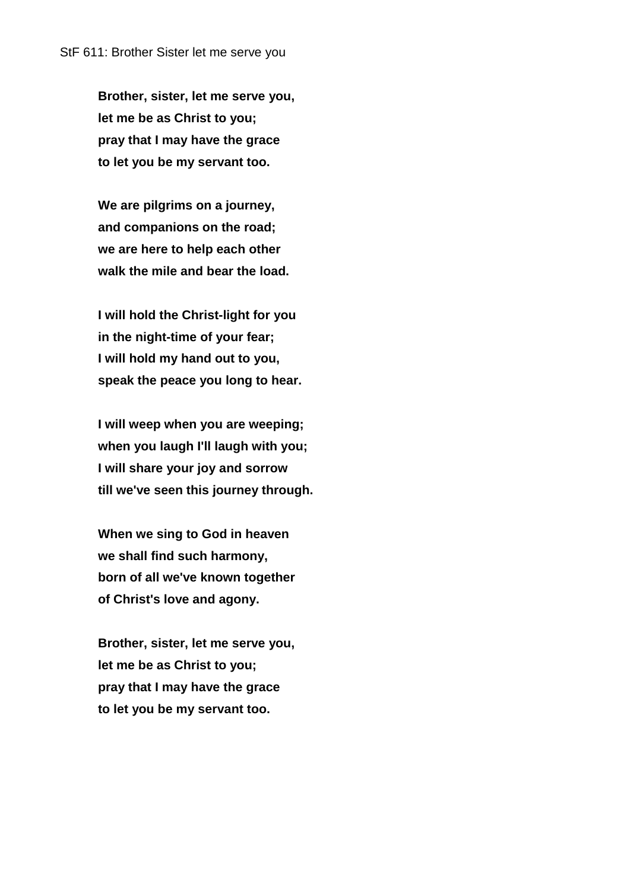StF 611: Brother Sister let me serve you

**Brother, sister, let me serve you,**
**let me be as Christ to you;**
**pray that I may have the grace**
**to let you be my servant too.**

**We are pilgrims on a journey,**
**and companions on the road;**
**we are here to help each other**
**walk the mile and bear the load.**

**I will hold the Christ-light for you**
**in the night-time of your fear;**
**I will hold my hand out to you,**
**speak the peace you long to hear.**

**I will weep when you are weeping;**
**when you laugh I'll laugh with you;**
**I will share your joy and sorrow**
**till we've seen this journey through.**

**When we sing to God in heaven**
**we shall find such harmony,**
**born of all we've known together**
**of Christ's love and agony.**

**Brother, sister, let me serve you,**
**let me be as Christ to you;**
**pray that I may have the grace**
**to let you be my servant too.**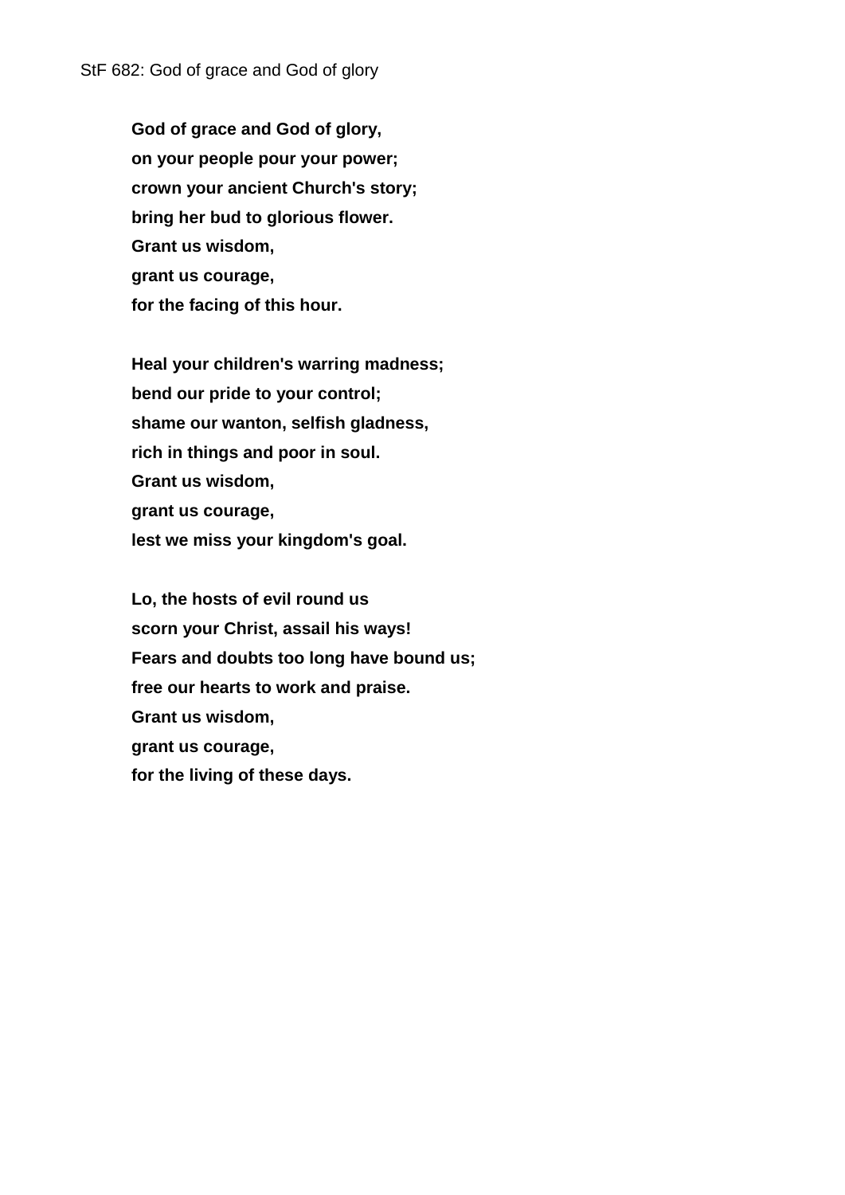StF 682: God of grace and God of glory

**God of grace and God of glory,**
**on your people pour your power;**
**crown your ancient Church's story;**
**bring her bud to glorious flower.**
**Grant us wisdom,**
**grant us courage,**
**for the facing of this hour.**

**Heal your children's warring madness;**
**bend our pride to your control;**
**shame our wanton, selfish gladness,**
**rich in things and poor in soul.**
**Grant us wisdom,**
**grant us courage,**
**lest we miss your kingdom's goal.**

**Lo, the hosts of evil round us**
**scorn your Christ, assail his ways!**
**Fears and doubts too long have bound us;**
**free our hearts to work and praise.**
**Grant us wisdom,**
**grant us courage,**
**for the living of these days.**